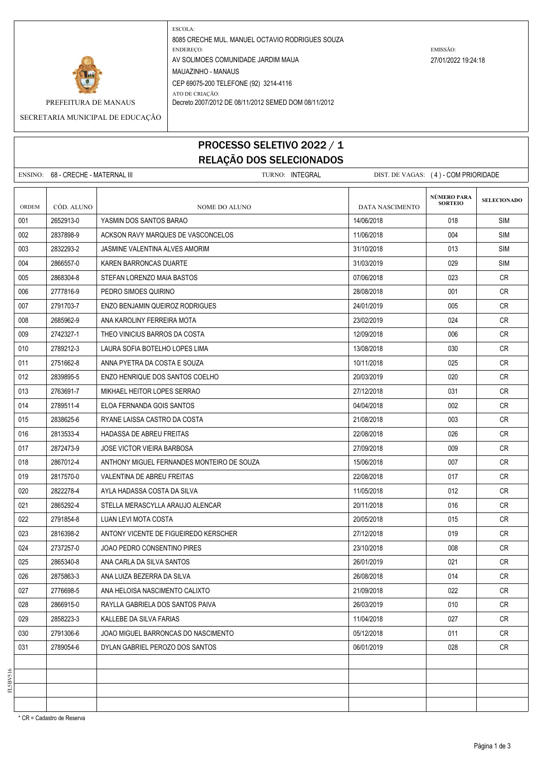PREFEITURA DE MANAUS

SECRETARIA MUNICIPAL DE EDUCAÇÃO

ESCOLA:
8085 CRECHE MUL. MANUEL OCTAVIO RODRIGUES SOUZA

ENDEREÇO:
AV SOLIMOES COMUNIDADE JARDIM MAUA
MAUAZINHO - MANAUS
CEP 69075-200 TELEFONE (92) 3214-4116

ATO DE CRIAÇÃO:
Decreto 2007/2012 DE 08/11/2012 SEMED DOM 08/11/2012

EMISSÃO:
27/01/2022 19:24:18

# PROCESSO SELETIVO 2022 / 1
## RELAÇÃO DOS SELECIONADOS

ENSINO: 68 - CRECHE - MATERNAL III TURNO: INTEGRAL DIST. DE VAGAS: ( 4 ) - COM PRIORIDADE

| ORDEM | CÓD. ALUNO | NOME DO ALUNO | DATA NASCIMENTO | NÚMERO PARA SORTEIO | SELECIONADO |
|---|---|---|---|---|---|
| 001 | 2652913-0 | YASMIN DOS SANTOS BARAO | 14/06/2018 | 018 | SIM |
| 002 | 2837898-9 | ACKSON RAVY MARQUES DE VASCONCELOS | 11/06/2018 | 004 | SIM |
| 003 | 2832293-2 | JASMINE VALENTINA ALVES AMORIM | 31/10/2018 | 013 | SIM |
| 004 | 2866557-0 | KAREN BARRONCAS DUARTE | 31/03/2019 | 029 | SIM |
| 005 | 2868304-8 | STEFAN LORENZO MAIA BASTOS | 07/06/2018 | 023 | CR |
| 006 | 2777816-9 | PEDRO SIMOES QUIRINO | 28/08/2018 | 001 | CR |
| 007 | 2791703-7 | ENZO BENJAMIN QUEIROZ RODRIGUES | 24/01/2019 | 005 | CR |
| 008 | 2685962-9 | ANA KAROLINY FERREIRA MOTA | 23/02/2019 | 024 | CR |
| 009 | 2742327-1 | THEO VINICIUS BARROS DA COSTA | 12/09/2018 | 006 | CR |
| 010 | 2789212-3 | LAURA SOFIA BOTELHO LOPES LIMA | 13/08/2018 | 030 | CR |
| 011 | 2751662-8 | ANNA PYETRA DA COSTA E SOUZA | 10/11/2018 | 025 | CR |
| 012 | 2839895-5 | ENZO HENRIQUE DOS SANTOS COELHO | 20/03/2019 | 020 | CR |
| 013 | 2763691-7 | MIKHAEL HEITOR LOPES SERRAO | 27/12/2018 | 031 | CR |
| 014 | 2789511-4 | ELOA FERNANDA GOIS SANTOS | 04/04/2018 | 002 | CR |
| 015 | 2838625-6 | RYANE LAISSA CASTRO DA COSTA | 21/08/2018 | 003 | CR |
| 016 | 2813533-4 | HADASSA DE ABREU FREITAS | 22/08/2018 | 026 | CR |
| 017 | 2872473-9 | JOSE VICTOR VIEIRA BARBOSA | 27/09/2018 | 009 | CR |
| 018 | 2867012-4 | ANTHONY MIGUEL FERNANDES MONTEIRO DE SOUZA | 15/06/2018 | 007 | CR |
| 019 | 2817570-0 | VALENTINA DE ABREU FREITAS | 22/08/2018 | 017 | CR |
| 020 | 2822278-4 | AYLA HADASSA COSTA DA SILVA | 11/05/2018 | 012 | CR |
| 021 | 2865292-4 | STELLA MERASCYLLA ARAUJO ALENCAR | 20/11/2018 | 016 | CR |
| 022 | 2791854-8 | LUAN LEVI MOTA COSTA | 20/05/2018 | 015 | CR |
| 023 | 2816398-2 | ANTONY VICENTE DE FIGUEIREDO KERSCHER | 27/12/2018 | 019 | CR |
| 024 | 2737257-0 | JOAO PEDRO CONSENTINO PIRES | 23/10/2018 | 008 | CR |
| 025 | 2865340-8 | ANA CARLA DA SILVA SANTOS | 26/01/2019 | 021 | CR |
| 026 | 2875863-3 | ANA LUIZA BEZERRA DA SILVA | 26/08/2018 | 014 | CR |
| 027 | 2776698-5 | ANA HELOISA NASCIMENTO CALIXTO | 21/09/2018 | 022 | CR |
| 028 | 2866915-0 | RAYLLA GABRIELA DOS SANTOS PAIVA | 26/03/2019 | 010 | CR |
| 029 | 2858223-3 | KALLEBE DA SILVA FARIAS | 11/04/2018 | 027 | CR |
| 030 | 2791306-6 | JOAO MIGUEL BARRONCAS DO NASCIMENTO | 05/12/2018 | 011 | CR |
| 031 | 2789054-6 | DYLAN GABRIEL PEROZO DOS SANTOS | 06/01/2019 | 028 | CR |
| | | | | | |
| | | | | | |
| | | | | | |
| | | | | | |

\* CR = Cadastro de Reserva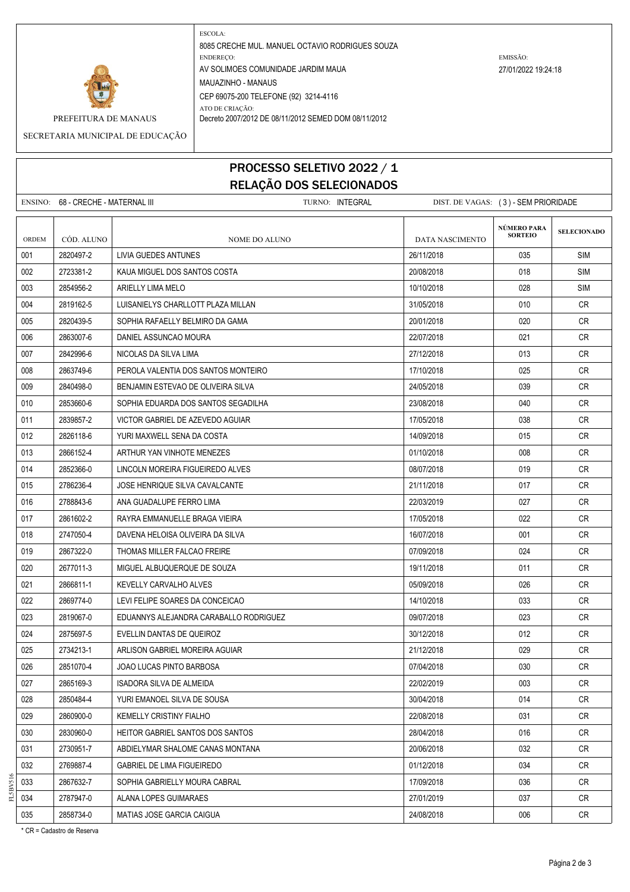PREFEITURA DE MANAUS

SECRETARIA MUNICIPAL DE EDUCAÇÃO

ESCOLA:
8085 CRECHE MUL. MANUEL OCTAVIO RODRIGUES SOUZA

ENDEREÇO:
AV SOLIMOES COMUNIDADE JARDIM MAUA
MAUAZINHO - MANAUS
CEP 69075-200 TELEFONE (92) 3214-4116

ATO DE CRIAÇÃO:
Decreto 2007/2012 DE 08/11/2012 SEMED DOM 08/11/2012

EMISSÃO:
27/01/2022 19:24:18

# PROCESSO SELETIVO 2022 / 1
## RELAÇÃO DOS SELECIONADOS

ENSINO: 68 - CRECHE - MATERNAL III     TURNO: INTEGRAL     DIST. DE VAGAS: ( 3 ) - SEM PRIORIDADE

| ORDEM | CÓD. ALUNO | NOME DO ALUNO | DATA NASCIMENTO | NÚMERO PARA SORTEIO | SELECIONADO |
|---|---|---|---|---|---|
| 001 | 2820497-2 | LIVIA GUEDES ANTUNES | 26/11/2018 | 035 | SIM |
| 002 | 2723381-2 | KAUA MIGUEL DOS SANTOS COSTA | 20/08/2018 | 018 | SIM |
| 003 | 2854956-2 | ARIELLY LIMA MELO | 10/10/2018 | 028 | SIM |
| 004 | 2819162-5 | LUISANIELYS CHARLLOTT PLAZA MILLAN | 31/05/2018 | 010 | CR |
| 005 | 2820439-5 | SOPHIA RAFAELLY BELMIRO DA GAMA | 20/01/2018 | 020 | CR |
| 006 | 2863007-6 | DANIEL ASSUNCAO MOURA | 22/07/2018 | 021 | CR |
| 007 | 2842996-6 | NICOLAS DA SILVA LIMA | 27/12/2018 | 013 | CR |
| 008 | 2863749-6 | PEROLA VALENTIA DOS SANTOS MONTEIRO | 17/10/2018 | 025 | CR |
| 009 | 2840498-0 | BENJAMIN ESTEVAO DE OLIVEIRA SILVA | 24/05/2018 | 039 | CR |
| 010 | 2853660-6 | SOPHIA EDUARDA DOS SANTOS SEGADILHA | 23/08/2018 | 040 | CR |
| 011 | 2839857-2 | VICTOR GABRIEL DE AZEVEDO AGUIAR | 17/05/2018 | 038 | CR |
| 012 | 2826118-6 | YURI MAXWELL SENA DA COSTA | 14/09/2018 | 015 | CR |
| 013 | 2866152-4 | ARTHUR YAN VINHOTE MENEZES | 01/10/2018 | 008 | CR |
| 014 | 2852366-0 | LINCOLN MOREIRA FIGUEIREDO ALVES | 08/07/2018 | 019 | CR |
| 015 | 2786236-4 | JOSE HENRIQUE SILVA CAVALCANTE | 21/11/2018 | 017 | CR |
| 016 | 2788843-6 | ANA GUADALUPE FERRO LIMA | 22/03/2019 | 027 | CR |
| 017 | 2861602-2 | RAYRA EMMANUELLE BRAGA VIEIRA | 17/05/2018 | 022 | CR |
| 018 | 2747050-4 | DAVENA HELOISA OLIVEIRA DA SILVA | 16/07/2018 | 001 | CR |
| 019 | 2867322-0 | THOMAS MILLER FALCAO FREIRE | 07/09/2018 | 024 | CR |
| 020 | 2677011-3 | MIGUEL ALBUQUERQUE DE SOUZA | 19/11/2018 | 011 | CR |
| 021 | 2866811-1 | KEVELLY CARVALHO ALVES | 05/09/2018 | 026 | CR |
| 022 | 2869774-0 | LEVI FELIPE SOARES DA CONCEICAO | 14/10/2018 | 033 | CR |
| 023 | 2819067-0 | EDUANNYS ALEJANDRA CARABALLO RODRIGUEZ | 09/07/2018 | 023 | CR |
| 024 | 2875697-5 | EVELLIN DANTAS DE QUEIROZ | 30/12/2018 | 012 | CR |
| 025 | 2734213-1 | ARLISON GABRIEL MOREIRA AGUIAR | 21/12/2018 | 029 | CR |
| 026 | 2851070-4 | JOAO LUCAS PINTO BARBOSA | 07/04/2018 | 030 | CR |
| 027 | 2865169-3 | ISADORA SILVA DE ALMEIDA | 22/02/2019 | 003 | CR |
| 028 | 2850484-4 | YURI EMANOEL SILVA DE SOUSA | 30/04/2018 | 014 | CR |
| 029 | 2860900-0 | KEMELLY CRISTINY FIALHO | 22/08/2018 | 031 | CR |
| 030 | 2830960-0 | HEITOR GABRIEL SANTOS DOS SANTOS | 28/04/2018 | 016 | CR |
| 031 | 2730951-7 | ABDIELYMAR SHALOME CANAS MONTANA | 20/06/2018 | 032 | CR |
| 032 | 2769887-4 | GABRIEL DE LIMA FIGUEIREDO | 01/12/2018 | 034 | CR |
| 033 | 2867632-7 | SOPHIA GABRIELLY MOURA CABRAL | 17/09/2018 | 036 | CR |
| 034 | 2787947-0 | ALANA LOPES GUIMARAES | 27/01/2019 | 037 | CR |
| 035 | 2858734-0 | MATIAS JOSE GARCIA CAIGUA | 24/08/2018 | 006 | CR |

\* CR = Cadastro de Reserva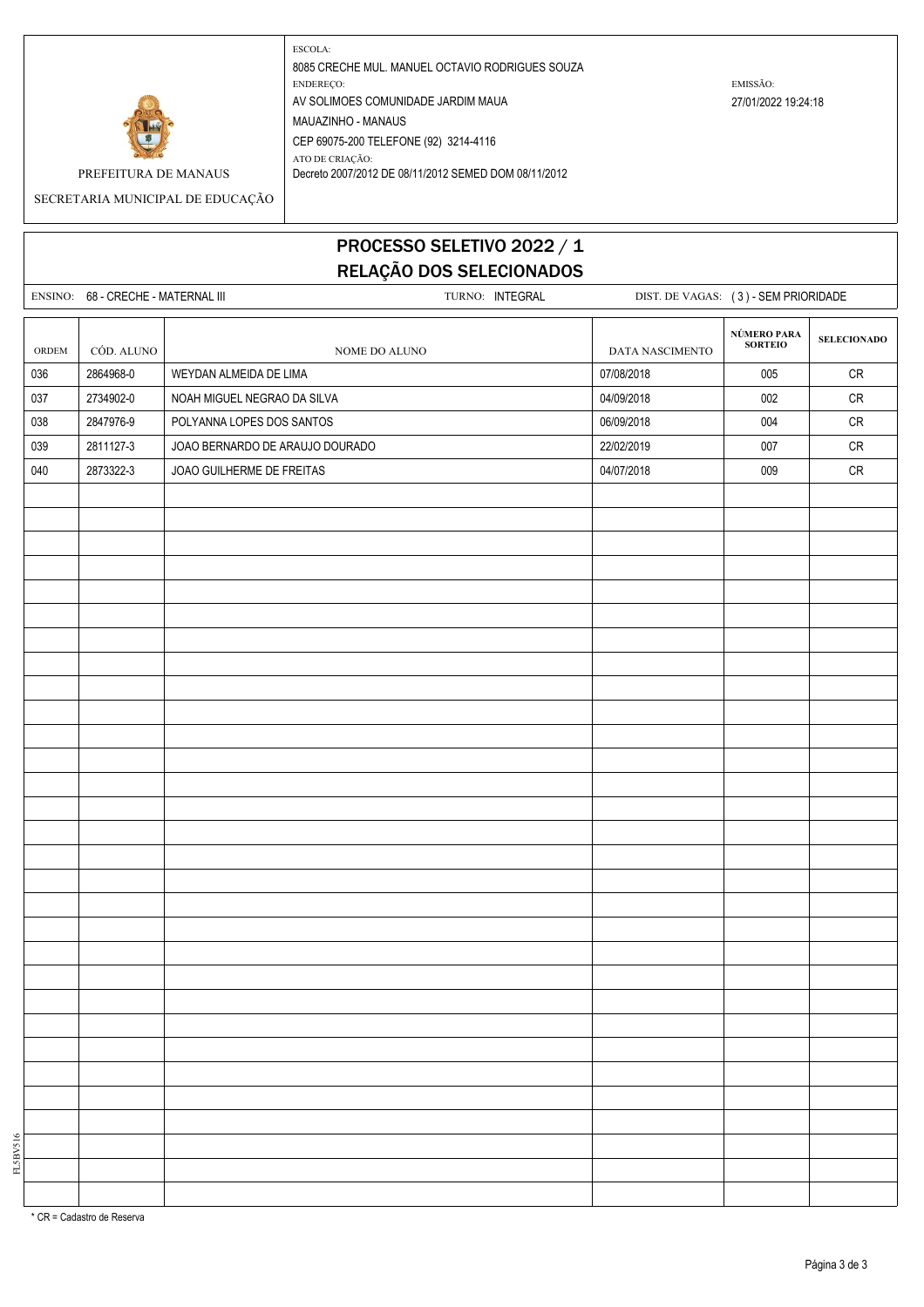PREFEITURA DE MANAUS

SECRETARIA MUNICIPAL DE EDUCAÇÃO

ESCOLA:
8085 CRECHE MUL. MANUEL OCTAVIO RODRIGUES SOUZA

ENDEREÇO:
AV SOLIMOES COMUNIDADE JARDIM MAUA
MAUAZINHO - MANAUS
CEP 69075-200 TELEFONE (92) 3214-4116

ATO DE CRIAÇÃO:
Decreto 2007/2012 DE 08/11/2012 SEMED DOM 08/11/2012

EMISSÃO:
27/01/2022 19:24:18

# PROCESSO SELETIVO 2022 / 1
## RELAÇÃO DOS SELECIONADOS

ENSINO: 68 - CRECHE - MATERNAL III    TURNO: INTEGRAL    DIST. DE VAGAS: ( 3 ) - SEM PRIORIDADE

| ORDEM | CÓD. ALUNO | NOME DO ALUNO | DATA NASCIMENTO | NÚMERO PARA SORTEIO | SELECIONADO |
|---|---|---|---|---|---|
| 036 | 2864968-0 | WEYDAN ALMEIDA DE LIMA | 07/08/2018 | 005 | CR |
| 037 | 2734902-0 | NOAH MIGUEL NEGRAO DA SILVA | 04/09/2018 | 002 | CR |
| 038 | 2847976-9 | POLYANNA LOPES DOS SANTOS | 06/09/2018 | 004 | CR |
| 039 | 2811127-3 | JOAO BERNARDO DE ARAUJO DOURADO | 22/02/2019 | 007 | CR |
| 040 | 2873322-3 | JOAO GUILHERME DE FREITAS | 04/07/2018 | 009 | CR |

* CR = Cadastro de Reserva